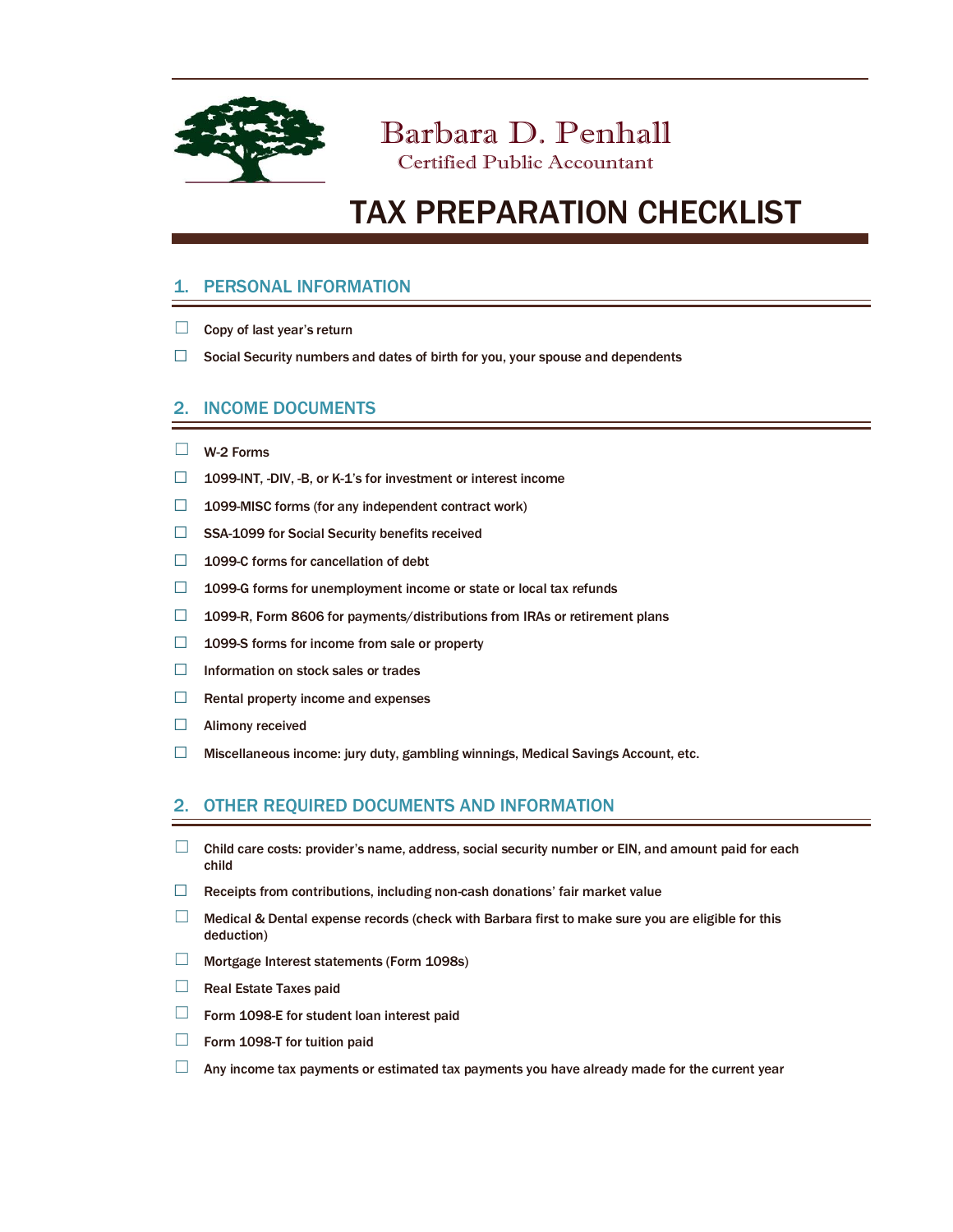Barbara D. Penhall

Certified Public Accountant

# TAX PREPARATION CHECKLIST

## 1. PERSONAL INFORMATION

- ☐ Copy of last year's return
- ☐ Social Security numbers and dates of birth for you, your spouse and dependents

## 2. INCOME DOCUMENTS

- ☐ W-2 Forms
- ☐ 1099-INT, -DIV, -B, or K-1's for investment or interest income
- ☐ 1099-MISC forms (for any independent contract work)
- ☐ SSA-1099 for Social Security benefits received
- ☐ 1099-C forms for cancellation of debt
- ☐ 1099-G forms for unemployment income or state or local tax refunds
- ☐ 1099-R, Form 8606 for payments/distributions from IRAs or retirement plans
- ☐ 1099-S forms for income from sale or property
- ☐ Information on stock sales or trades
- ☐ Rental property income and expenses
- ☐ Alimony received
- ☐ Miscellaneous income: jury duty, gambling winnings, Medical Savings Account, etc.

## 2. OTHER REQUIRED DOCUMENTS AND INFORMATION

- ☐ Child care costs: provider's name, address, social security number or EIN, and amount paid for each child
- ☐ Receipts from contributions, including non-cash donations' fair market value
- ☐ Medical & Dental expense records (check with Barbara first to make sure you are eligible for this deduction)
- ☐ Mortgage Interest statements (Form 1098s)
- ☐ Real Estate Taxes paid
- ☐ Form 1098-E for student loan interest paid
- ☐ Form 1098-T for tuition paid
- ☐ Any income tax payments or estimated tax payments you have already made for the current year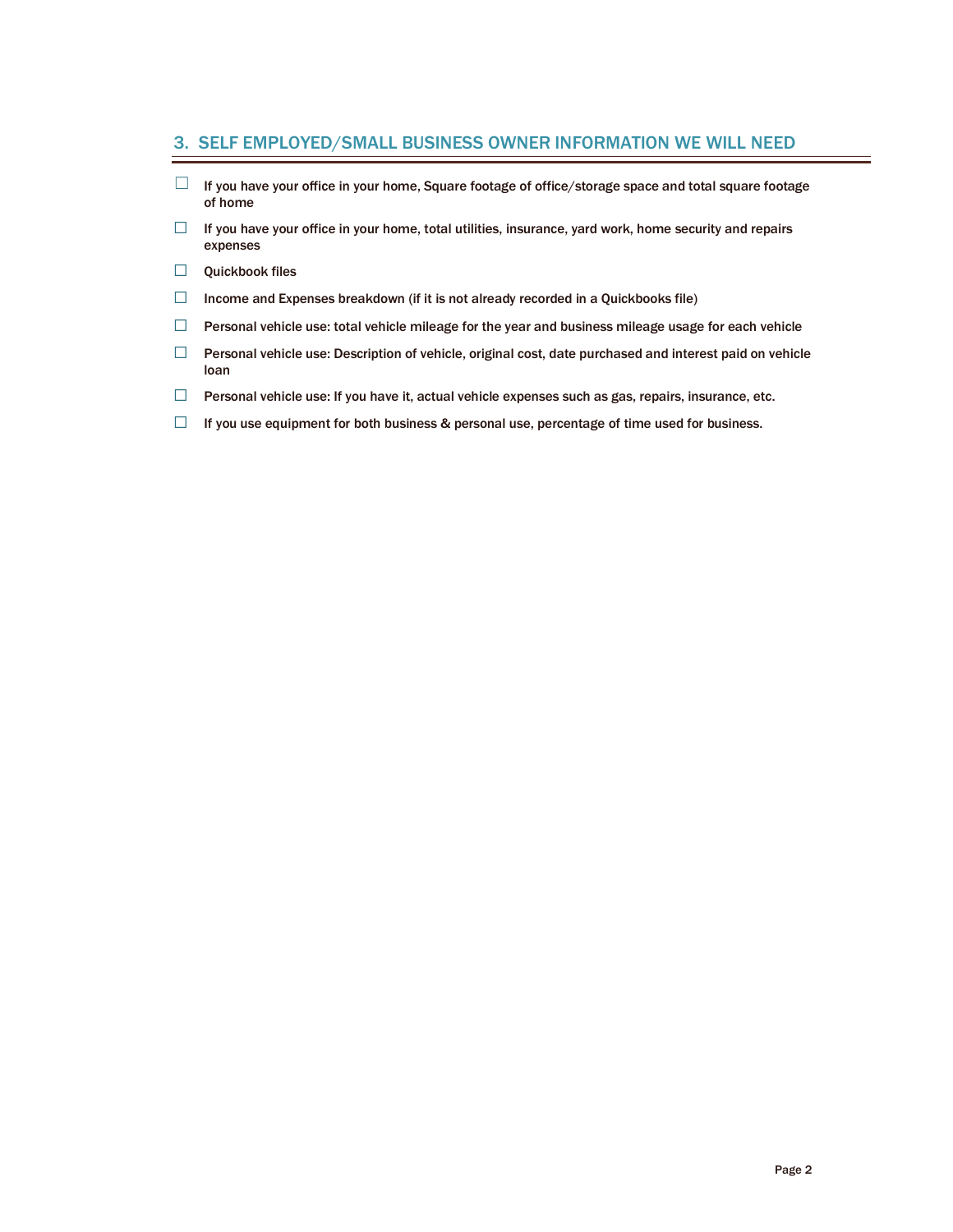## 3. SELF EMPLOYED/SMALL BUSINESS OWNER INFORMATION WE WILL NEED

- ☐ If you have your office in your home, Square footage of office/storage space and total square footage of home
- ☐ If you have your office in your home, total utilities, insurance, yard work, home security and repairs expenses
- ☐ Quickbook files
- ☐ Income and Expenses breakdown (if it is not already recorded in a Quickbooks file)
- ☐ Personal vehicle use: total vehicle mileage for the year and business mileage usage for each vehicle
- ☐ Personal vehicle use: Description of vehicle, original cost, date purchased and interest paid on vehicle loan
- ☐ Personal vehicle use: If you have it, actual vehicle expenses such as gas, repairs, insurance, etc.
- ☐ If you use equipment for both business & personal use, percentage of time used for business.